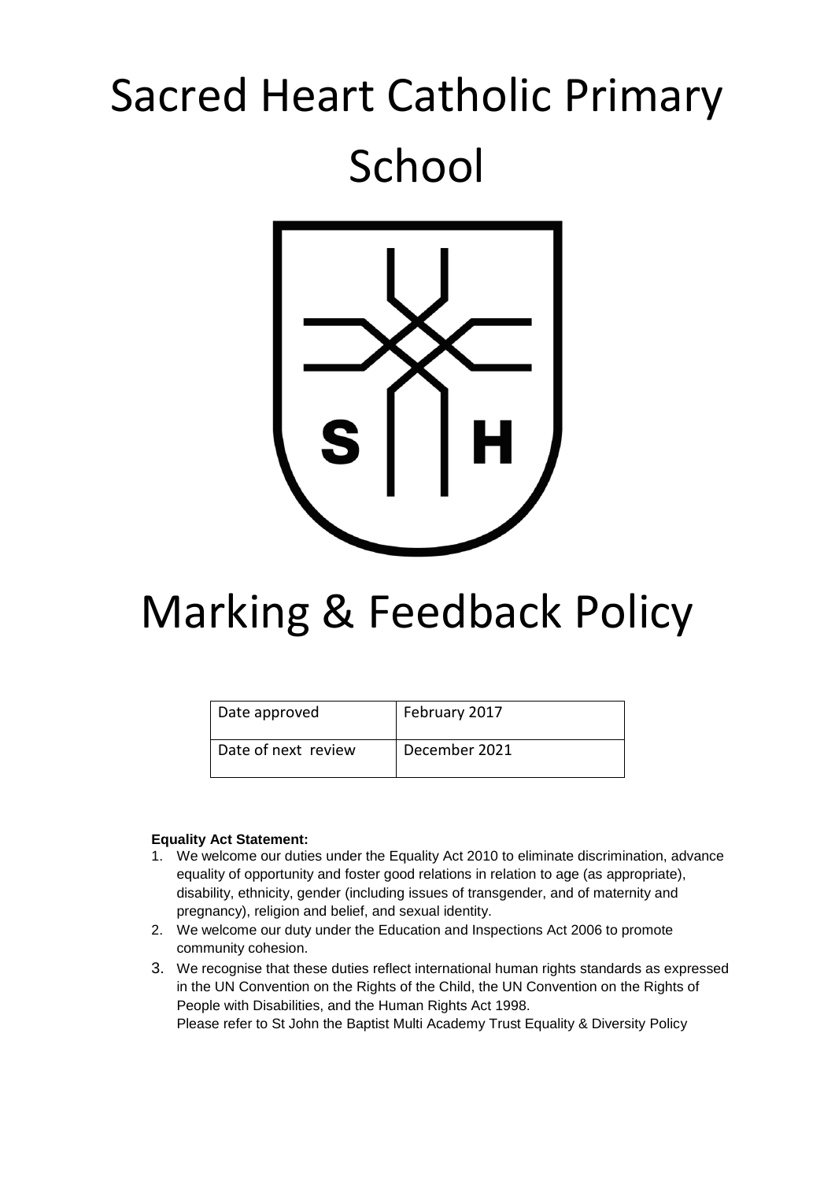# Sacred Heart Catholic Primary School

# Marking & Feedback Policy

| Date approved | February 2017 |
|---|---|
| Date of next review | December 2021 |

**Equality Act Statement:**

1. We welcome our duties under the Equality Act 2010 to eliminate discrimination, advance equality of opportunity and foster good relations in relation to age (as appropriate), disability, ethnicity, gender (including issues of transgender, and of maternity and pregnancy), religion and belief, and sexual identity.
2. We welcome our duty under the Education and Inspections Act 2006 to promote community cohesion.
3. We recognise that these duties reflect international human rights standards as expressed in the UN Convention on the Rights of the Child, the UN Convention on the Rights of People with Disabilities, and the Human Rights Act 1998.
   Please refer to St John the Baptist Multi Academy Trust Equality & Diversity Policy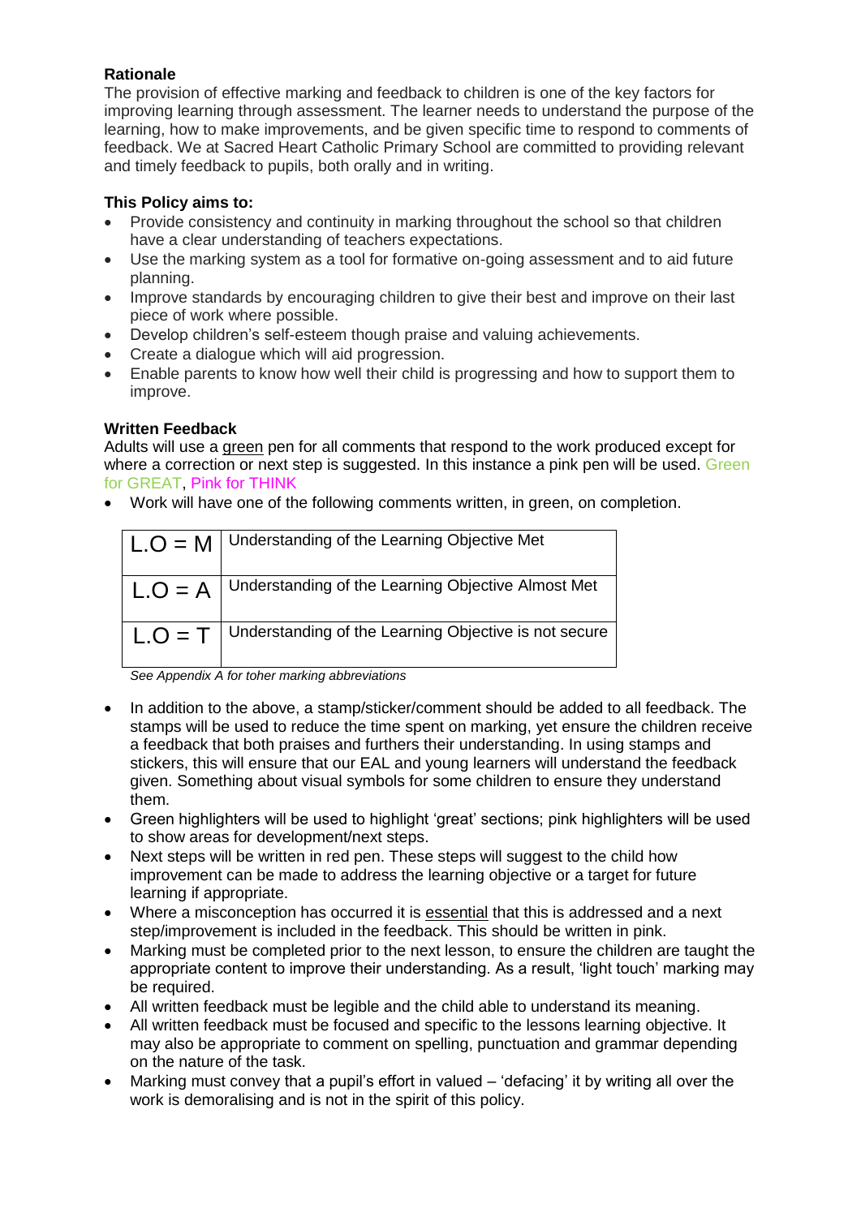**Rationale**

The provision of effective marking and feedback to children is one of the key factors for improving learning through assessment. The learner needs to understand the purpose of the learning, how to make improvements, and be given specific time to respond to comments of feedback. We at Sacred Heart Catholic Primary School are committed to providing relevant and timely feedback to pupils, both orally and in writing.

**This Policy aims to:**

- Provide consistency and continuity in marking throughout the school so that children have a clear understanding of teachers expectations.
- Use the marking system as a tool for formative on-going assessment and to aid future planning.
- Improve standards by encouraging children to give their best and improve on their last piece of work where possible.
- Develop children's self-esteem though praise and valuing achievements.
- Create a dialogue which will aid progression.
- Enable parents to know how well their child is progressing and how to support them to improve.

**Written Feedback**

Adults will use a green pen for all comments that respond to the work produced except for where a correction or next step is suggested. In this instance a pink pen will be used. Green for GREAT, Pink for THINK

- Work will have one of the following comments written, in green, on completion.

| | |
|---|---|
| L.O = M | Understanding of the Learning Objective Met |
| L.O = A | Understanding of the Learning Objective Almost Met |
| L.O = T | Understanding of the Learning Objective is not secure |

*See Appendix A for toher marking abbreviations*

- In addition to the above, a stamp/sticker/comment should be added to all feedback. The stamps will be used to reduce the time spent on marking, yet ensure the children receive a feedback that both praises and furthers their understanding. In using stamps and stickers, this will ensure that our EAL and young learners will understand the feedback given. Something about visual symbols for some children to ensure they understand them.
- Green highlighters will be used to highlight 'great' sections; pink highlighters will be used to show areas for development/next steps.
- Next steps will be written in red pen. These steps will suggest to the child how improvement can be made to address the learning objective or a target for future learning if appropriate.
- Where a misconception has occurred it is essential that this is addressed and a next step/improvement is included in the feedback. This should be written in pink.
- Marking must be completed prior to the next lesson, to ensure the children are taught the appropriate content to improve their understanding. As a result, 'light touch' marking may be required.
- All written feedback must be legible and the child able to understand its meaning.
- All written feedback must be focused and specific to the lessons learning objective. It may also be appropriate to comment on spelling, punctuation and grammar depending on the nature of the task.
- Marking must convey that a pupil's effort in valued – 'defacing' it by writing all over the work is demoralising and is not in the spirit of this policy.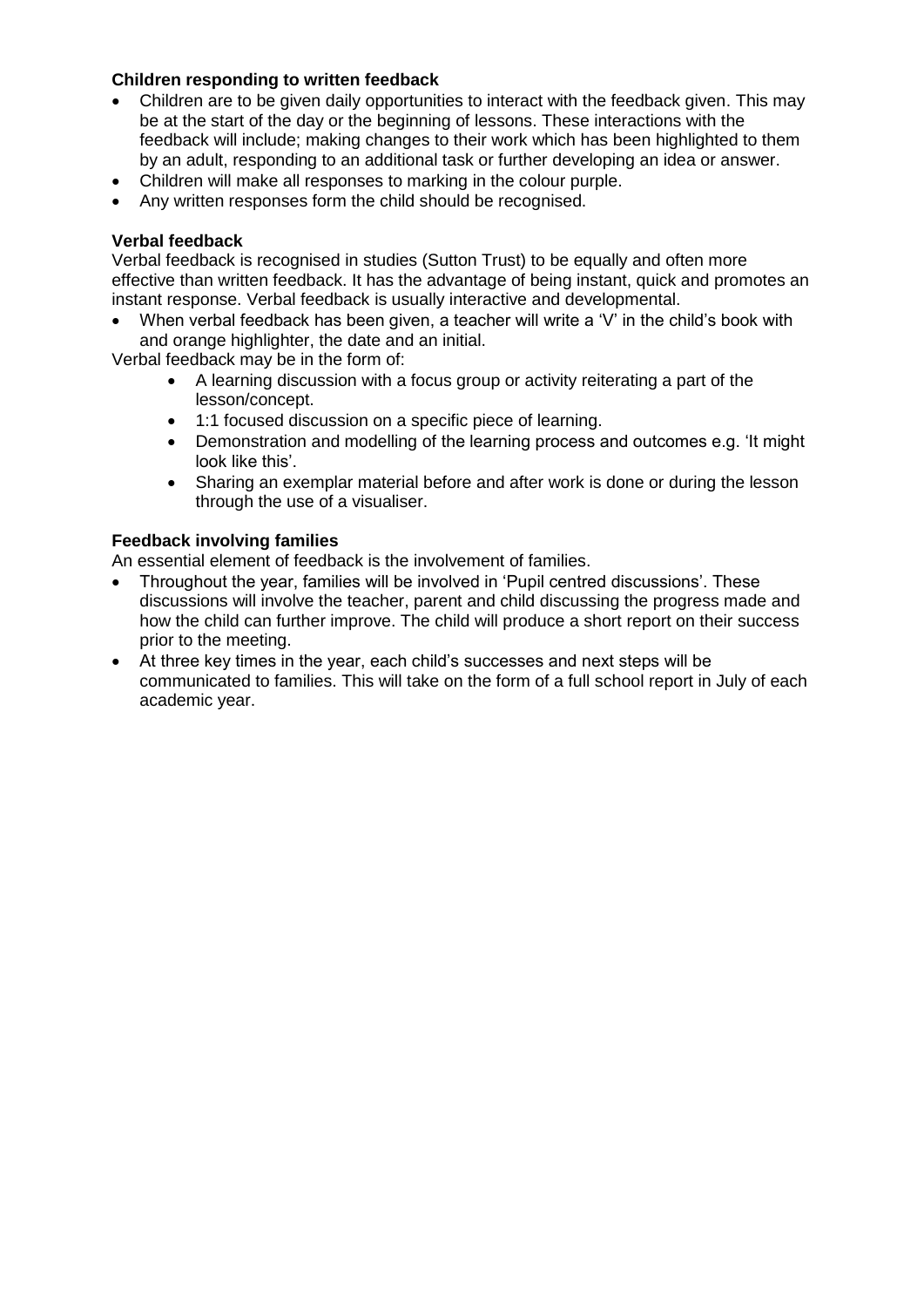**Children responding to written feedback**

- Children are to be given daily opportunities to interact with the feedback given. This may be at the start of the day or the beginning of lessons. These interactions with the feedback will include; making changes to their work which has been highlighted to them by an adult, responding to an additional task or further developing an idea or answer.
- Children will make all responses to marking in the colour purple.
- Any written responses form the child should be recognised.

**Verbal feedback**

Verbal feedback is recognised in studies (Sutton Trust) to be equally and often more effective than written feedback. It has the advantage of being instant, quick and promotes an instant response. Verbal feedback is usually interactive and developmental.

- When verbal feedback has been given, a teacher will write a 'V' in the child's book with and orange highlighter, the date and an initial.

Verbal feedback may be in the form of:

- A learning discussion with a focus group or activity reiterating a part of the lesson/concept.
- 1:1 focused discussion on a specific piece of learning.
- Demonstration and modelling of the learning process and outcomes e.g. 'It might look like this'.
- Sharing an exemplar material before and after work is done or during the lesson through the use of a visualiser.

**Feedback involving families**

An essential element of feedback is the involvement of families.

- Throughout the year, families will be involved in 'Pupil centred discussions'. These discussions will involve the teacher, parent and child discussing the progress made and how the child can further improve. The child will produce a short report on their success prior to the meeting.
- At three key times in the year, each child's successes and next steps will be communicated to families. This will take on the form of a full school report in July of each academic year.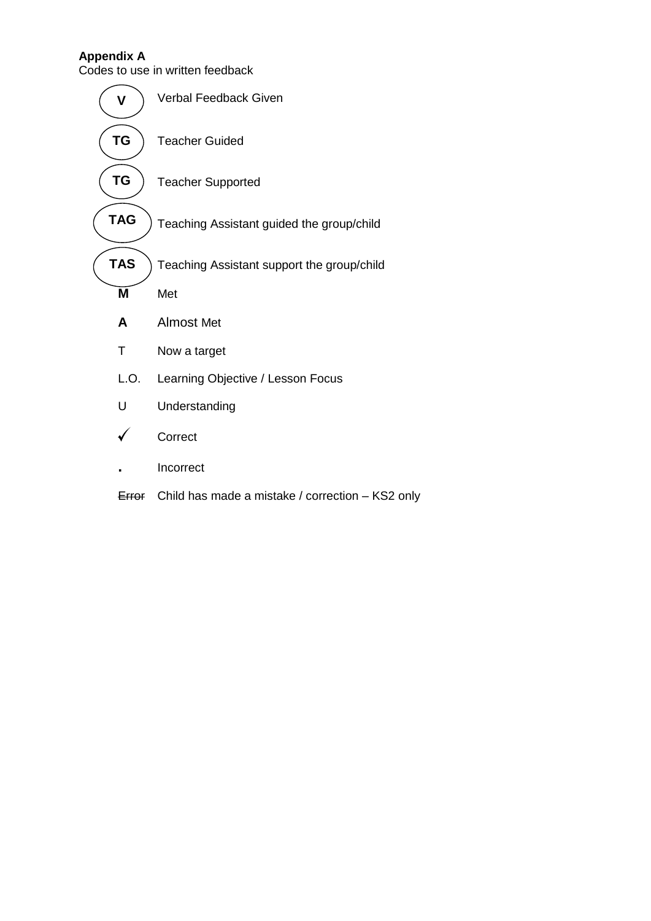**Appendix A**
Codes to use in written feedback

| | |
|---|---|
| **V** | Verbal Feedback Given |
| **TG** | Teacher Guided |
| **TG** | Teacher Supported |
| **TAG** | Teaching Assistant guided the group/child |
| **TAS** | Teaching Assistant support the group/child |
| **M** | Met |
| **A** | Almost Met |
| T | Now a target |
| L.O. | Learning Objective / Lesson Focus |
| U | Understanding |
| ✓ | Correct |
| . | Incorrect |
| ~~Error~~ | Child has made a mistake / correction – KS2 only |